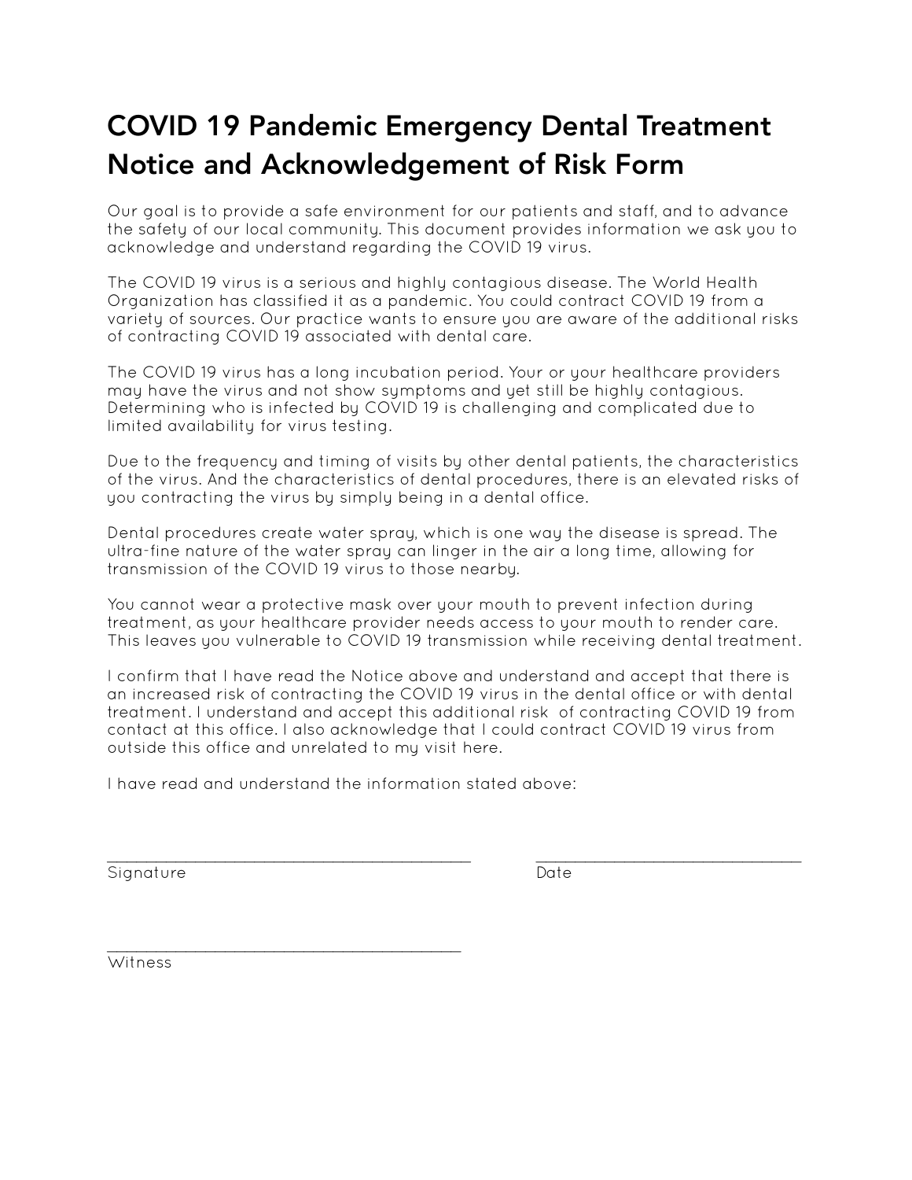# COVID 19 Pandemic Emergency Dental Treatment Notice and Acknowledgement of Risk Form

Our goal is to provide a safe environment for our patients and staff, and to advance the safety of our local community. This document provides information we ask you to acknowledge and understand regarding the COVID 19 virus.

The COVID 19 virus is a serious and highly contagious disease. The World Health Organization has classified it as a pandemic. You could contract COVID 19 from a variety of sources. Our practice wants to ensure you are aware of the additional risks of contracting COVID 19 associated with dental care.

The COVID 19 virus has a long incubation period. Your or your healthcare providers may have the virus and not show symptoms and yet still be highly contagious. Determining who is infected by COVID 19 is challenging and complicated due to limited availability for virus testing.

Due to the frequency and timing of visits by other dental patients, the characteristics of the virus. And the characteristics of dental procedures, there is an elevated risks of you contracting the virus by simply being in a dental office.

Dental procedures create water spray, which is one way the disease is spread. The ultra-fine nature of the water spray can linger in the air a long time, allowing for transmission of the COVID 19 virus to those nearby.

You cannot wear a protective mask over your mouth to prevent infection during treatment, as your healthcare provider needs access to your mouth to render care. This leaves you vulnerable to COVID 19 transmission while receiving dental treatment.

I confirm that I have read the Notice above and understand and accept that there is an increased risk of contracting the COVID 19 virus in the dental office or with dental treatment. I understand and accept this additional risk of contracting COVID 19 from contact at this office. I also acknowledge that I could contract COVID 19 virus from outside this office and unrelated to my visit here.

I have read and understand the information stated above:

\_\_\_\_\_\_\_\_\_\_\_\_\_\_\_\_\_\_\_\_\_\_\_\_\_\_\_\_\_\_\_\_\_\_\_\_\_\_\_\_ &nbsp;&nbsp;&nbsp;&nbsp; \_\_\_\_\_\_\_\_\_\_\_\_\_\_\_\_\_\_\_\_\_\_\_\_\_\_\_\_\_\_

Signature &nbsp;&nbsp;&nbsp;&nbsp; Date

\_\_\_\_\_\_\_\_\_\_\_\_\_\_\_\_\_\_\_\_\_\_\_\_\_\_\_\_\_\_\_\_\_\_\_\_\_\_\_\_

Witness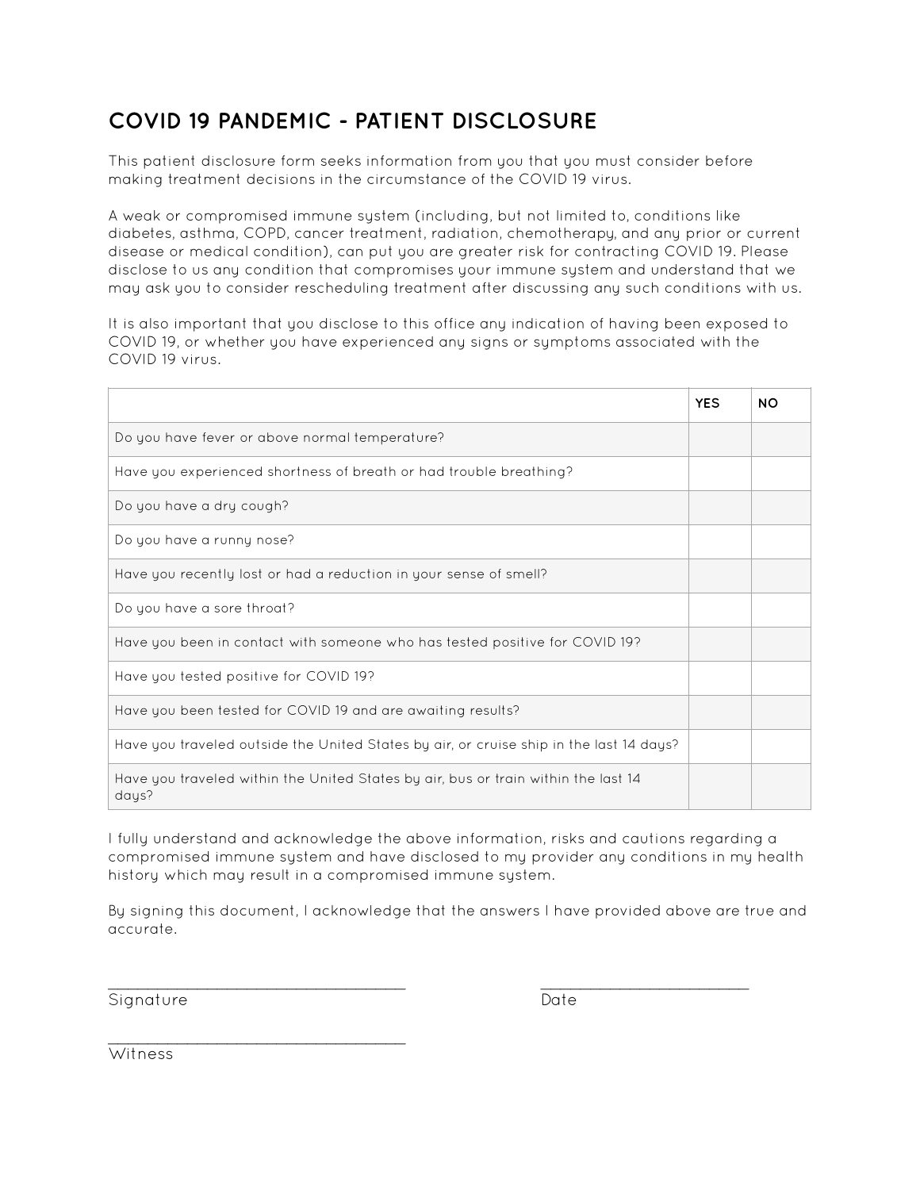# COVID 19 PANDEMIC - PATIENT DISCLOSURE

This patient disclosure form seeks information from you that you must consider before making treatment decisions in the circumstance of the COVID 19 virus.

A weak or compromised immune system (including, but not limited to, conditions like diabetes, asthma, COPD, cancer treatment, radiation, chemotherapy, and any prior or current disease or medical condition), can put you are greater risk for contracting COVID 19. Please disclose to us any condition that compromises your immune system and understand that we may ask you to consider rescheduling treatment after discussing any such conditions with us.

It is also important that you disclose to this office any indication of having been exposed to COVID 19, or whether you have experienced any signs or symptoms associated with the COVID 19 virus.

| | YES | NO |
|---|---|---|
| Do you have fever or above normal temperature? | | |
| Have you experienced shortness of breath or had trouble breathing? | | |
| Do you have a dry cough? | | |
| Do you have a runny nose? | | |
| Have you recently lost or had a reduction in your sense of smell? | | |
| Do you have a sore throat? | | |
| Have you been in contact with someone who has tested positive for COVID 19? | | |
| Have you tested positive for COVID 19? | | |
| Have you been tested for COVID 19 and are awaiting results? | | |
| Have you traveled outside the United States by air, or cruise ship in the last 14 days? | | |
| Have you traveled within the United States by air, bus or train within the last 14 days? | | |

I fully understand and acknowledge the above information, risks and cautions regarding a compromised immune system and have disclosed to my provider any conditions in my health history which may result in a compromised immune system.

By signing this document, I acknowledge that the answers I have provided above are true and accurate.

\_\_\_\_\_\_\_\_\_\_\_\_\_\_\_\_\_\_\_\_\_\_\_\_\_\_\_\_\_\_\_\_\_\_
Signature

\_\_\_\_\_\_\_\_\_\_\_\_\_\_\_\_\_\_\_\_\_\_\_\_
Date

\_\_\_\_\_\_\_\_\_\_\_\_\_\_\_\_\_\_\_\_\_\_\_\_\_\_\_\_\_\_\_\_\_\_
Witness